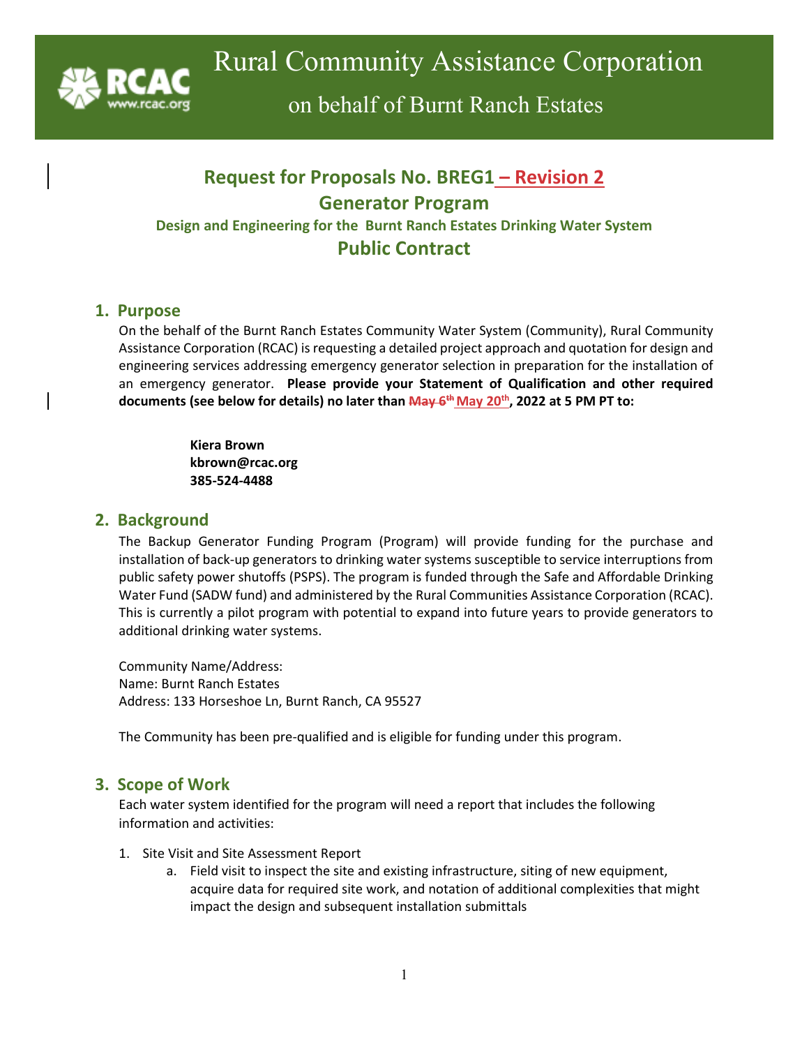# Rural Community Assistance Corporation

## on behalf of Burnt Ranch Estates

## Request for Proposals No. BREG1 – Revision 2

## Generator Program

### Design and Engineering for the Burnt Ranch Estates Drinking Water System

## Public Contract

## 1. Purpose

On the behalf of the Burnt Ranch Estates Community Water System (Community), Rural Community Assistance Corporation (RCAC) is requesting a detailed project approach and quotation for design and engineering services addressing emergency generator selection in preparation for the installation of an emergency generator. **Please provide your Statement of Qualification and other required documents (see below for details) no later than ~~May 6th~~ May 20th, 2022 at 5 PM PT to:**

**Kiera Brown**
**kbrown@rcac.org**
**385-524-4488**

## 2. Background

The Backup Generator Funding Program (Program) will provide funding for the purchase and installation of back-up generators to drinking water systems susceptible to service interruptions from public safety power shutoffs (PSPS). The program is funded through the Safe and Affordable Drinking Water Fund (SADW fund) and administered by the Rural Communities Assistance Corporation (RCAC). This is currently a pilot program with potential to expand into future years to provide generators to additional drinking water systems.

Community Name/Address:
Name: Burnt Ranch Estates
Address: 133 Horseshoe Ln, Burnt Ranch, CA 95527

The Community has been pre-qualified and is eligible for funding under this program.

## 3. Scope of Work

Each water system identified for the program will need a report that includes the following information and activities:

1. Site Visit and Site Assessment Report
   a. Field visit to inspect the site and existing infrastructure, siting of new equipment, acquire data for required site work, and notation of additional complexities that might impact the design and subsequent installation submittals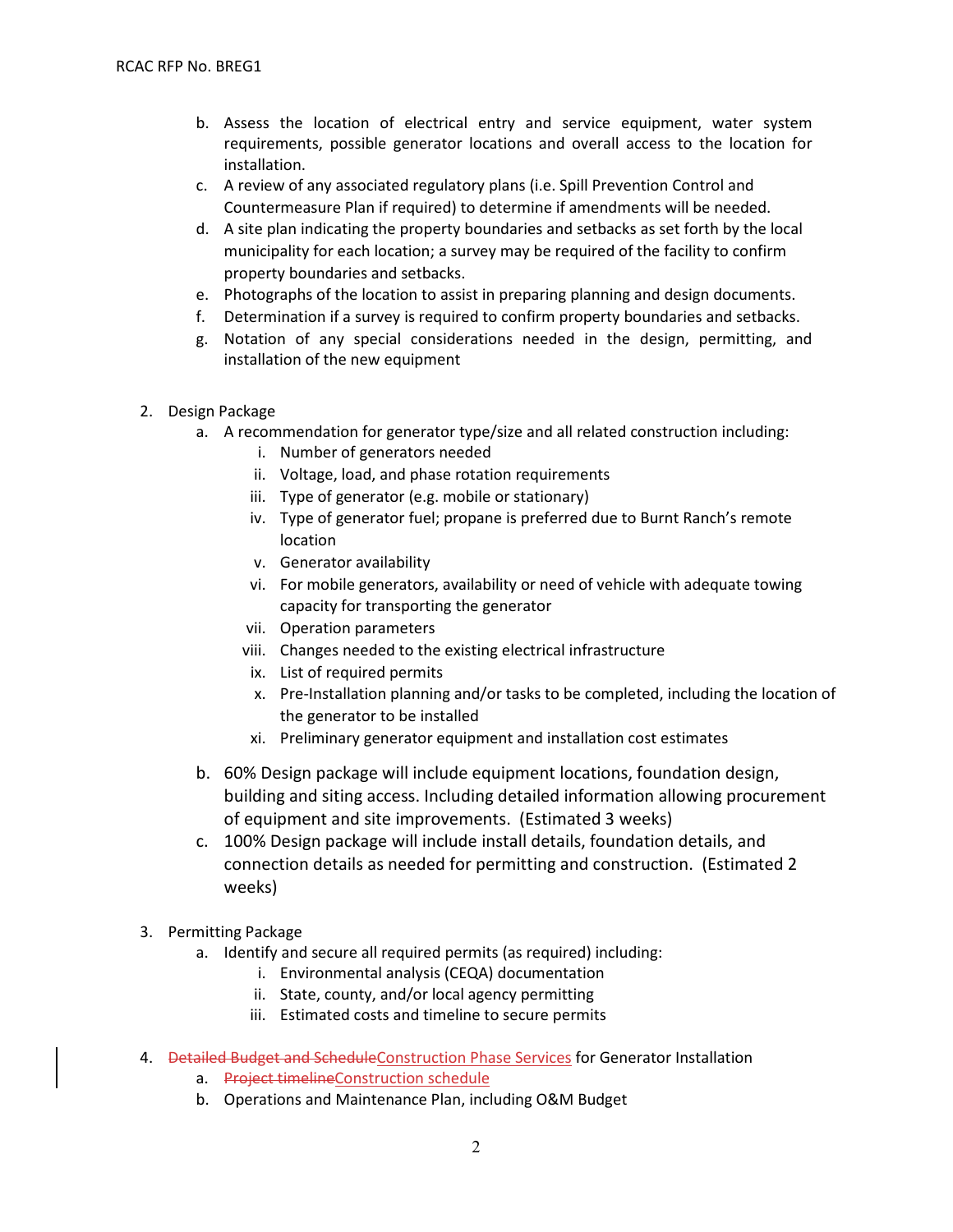b. Assess the location of electrical entry and service equipment, water system requirements, possible generator locations and overall access to the location for installation.
c. A review of any associated regulatory plans (i.e. Spill Prevention Control and Countermeasure Plan if required) to determine if amendments will be needed.
d. A site plan indicating the property boundaries and setbacks as set forth by the local municipality for each location; a survey may be required of the facility to confirm property boundaries and setbacks.
e. Photographs of the location to assist in preparing planning and design documents.
f. Determination if a survey is required to confirm property boundaries and setbacks.
g. Notation of any special considerations needed in the design, permitting, and installation of the new equipment

2. Design Package
   a. A recommendation for generator type/size and all related construction including:
      i. Number of generators needed
      ii. Voltage, load, and phase rotation requirements
      iii. Type of generator (e.g. mobile or stationary)
      iv. Type of generator fuel; propane is preferred due to Burnt Ranch's remote location
      v. Generator availability
      vi. For mobile generators, availability or need of vehicle with adequate towing capacity for transporting the generator
      vii. Operation parameters
      viii. Changes needed to the existing electrical infrastructure
      ix. List of required permits
      x. Pre-Installation planning and/or tasks to be completed, including the location of the generator to be installed
      xi. Preliminary generator equipment and installation cost estimates
   b. 60% Design package will include equipment locations, foundation design, building and siting access. Including detailed information allowing procurement of equipment and site improvements. (Estimated 3 weeks)
   c. 100% Design package will include install details, foundation details, and connection details as needed for permitting and construction. (Estimated 2 weeks)

3. Permitting Package
   a. Identify and secure all required permits (as required) including:
      i. Environmental analysis (CEQA) documentation
      ii. State, county, and/or local agency permitting
      iii. Estimated costs and timeline to secure permits

4. ~~Detailed Budget and Schedule~~Construction Phase Services for Generator Installation
   a. ~~Project timeline~~Construction schedule
   b. Operations and Maintenance Plan, including O&M Budget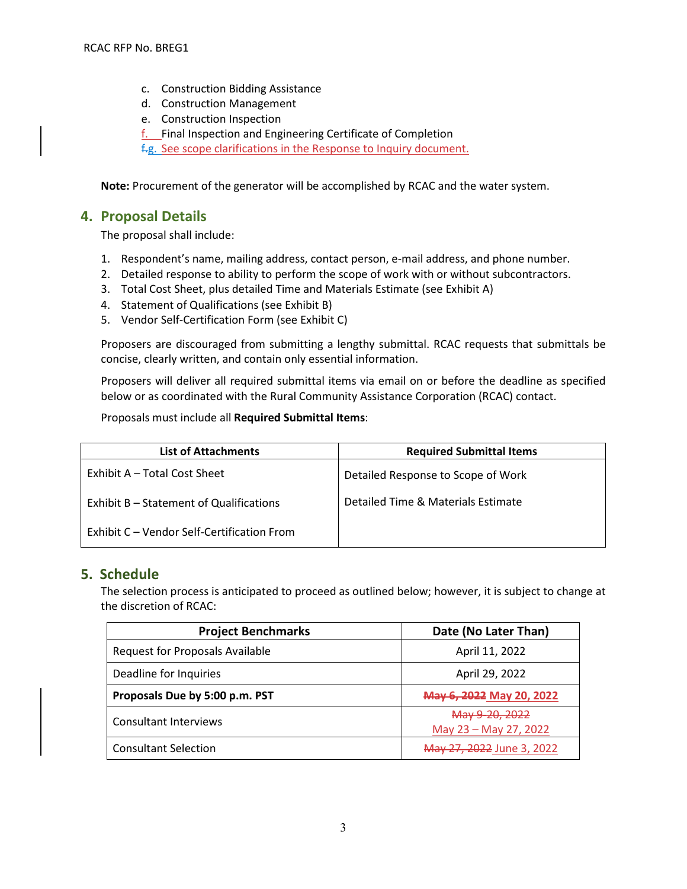c. Construction Bidding Assistance
d. Construction Management
e. Construction Inspection
f. Final Inspection and Engineering Certificate of Completion
~~f.~~g. See scope clarifications in the Response to Inquiry document.

**Note:** Procurement of the generator will be accomplished by RCAC and the water system.

## 4. Proposal Details

The proposal shall include:

1. Respondent's name, mailing address, contact person, e-mail address, and phone number.
2. Detailed response to ability to perform the scope of work with or without subcontractors.
3. Total Cost Sheet, plus detailed Time and Materials Estimate (see Exhibit A)
4. Statement of Qualifications (see Exhibit B)
5. Vendor Self-Certification Form (see Exhibit C)

Proposers are discouraged from submitting a lengthy submittal. RCAC requests that submittals be concise, clearly written, and contain only essential information.

Proposers will deliver all required submittal items via email on or before the deadline as specified below or as coordinated with the Rural Community Assistance Corporation (RCAC) contact.

Proposals must include all **Required Submittal Items**:

| List of Attachments | Required Submittal Items |
|---|---|
| Exhibit A – Total Cost Sheet<br>Exhibit B – Statement of Qualifications<br>Exhibit C – Vendor Self-Certification From | Detailed Response to Scope of Work<br>Detailed Time & Materials Estimate |

## 5. Schedule

The selection process is anticipated to proceed as outlined below; however, it is subject to change at the discretion of RCAC:

| Project Benchmarks | Date (No Later Than) |
|---|---|
| Request for Proposals Available | April 11, 2022 |
| Deadline for Inquiries | April 29, 2022 |
| **Proposals Due by 5:00 p.m. PST** | ~~May 6, 2022~~ May 20, 2022 |
| Consultant Interviews | ~~May 9-20, 2022~~ May 23 – May 27, 2022 |
| Consultant Selection | ~~May 27, 2022~~ June 3, 2022 |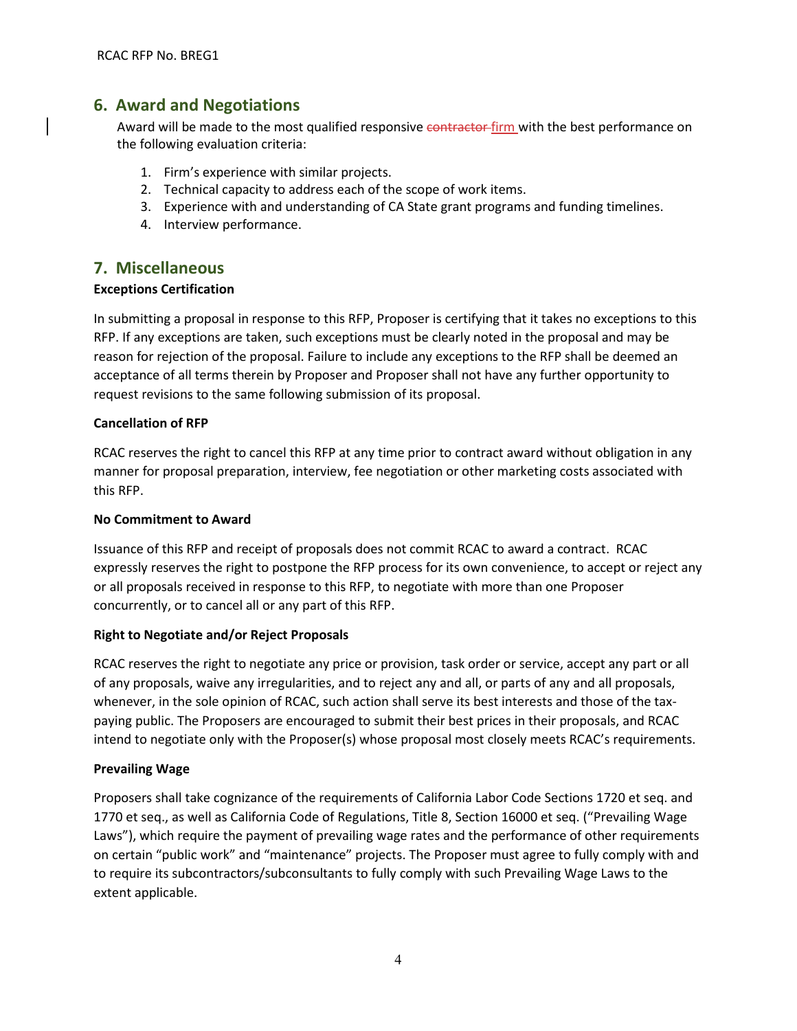## 6. Award and Negotiations

Award will be made to the most qualified responsive ~~contractor~~ firm with the best performance on the following evaluation criteria:

1. Firm's experience with similar projects.
2. Technical capacity to address each of the scope of work items.
3. Experience with and understanding of CA State grant programs and funding timelines.
4. Interview performance.

## 7. Miscellaneous

**Exceptions Certification**

In submitting a proposal in response to this RFP, Proposer is certifying that it takes no exceptions to this RFP. If any exceptions are taken, such exceptions must be clearly noted in the proposal and may be reason for rejection of the proposal. Failure to include any exceptions to the RFP shall be deemed an acceptance of all terms therein by Proposer and Proposer shall not have any further opportunity to request revisions to the same following submission of its proposal.

**Cancellation of RFP**

RCAC reserves the right to cancel this RFP at any time prior to contract award without obligation in any manner for proposal preparation, interview, fee negotiation or other marketing costs associated with this RFP.

**No Commitment to Award**

Issuance of this RFP and receipt of proposals does not commit RCAC to award a contract. RCAC expressly reserves the right to postpone the RFP process for its own convenience, to accept or reject any or all proposals received in response to this RFP, to negotiate with more than one Proposer concurrently, or to cancel all or any part of this RFP.

**Right to Negotiate and/or Reject Proposals**

RCAC reserves the right to negotiate any price or provision, task order or service, accept any part or all of any proposals, waive any irregularities, and to reject any and all, or parts of any and all proposals, whenever, in the sole opinion of RCAC, such action shall serve its best interests and those of the tax-paying public. The Proposers are encouraged to submit their best prices in their proposals, and RCAC intend to negotiate only with the Proposer(s) whose proposal most closely meets RCAC's requirements.

**Prevailing Wage**

Proposers shall take cognizance of the requirements of California Labor Code Sections 1720 et seq. and 1770 et seq., as well as California Code of Regulations, Title 8, Section 16000 et seq. ("Prevailing Wage Laws"), which require the payment of prevailing wage rates and the performance of other requirements on certain "public work" and "maintenance" projects. The Proposer must agree to fully comply with and to require its subcontractors/subconsultants to fully comply with such Prevailing Wage Laws to the extent applicable.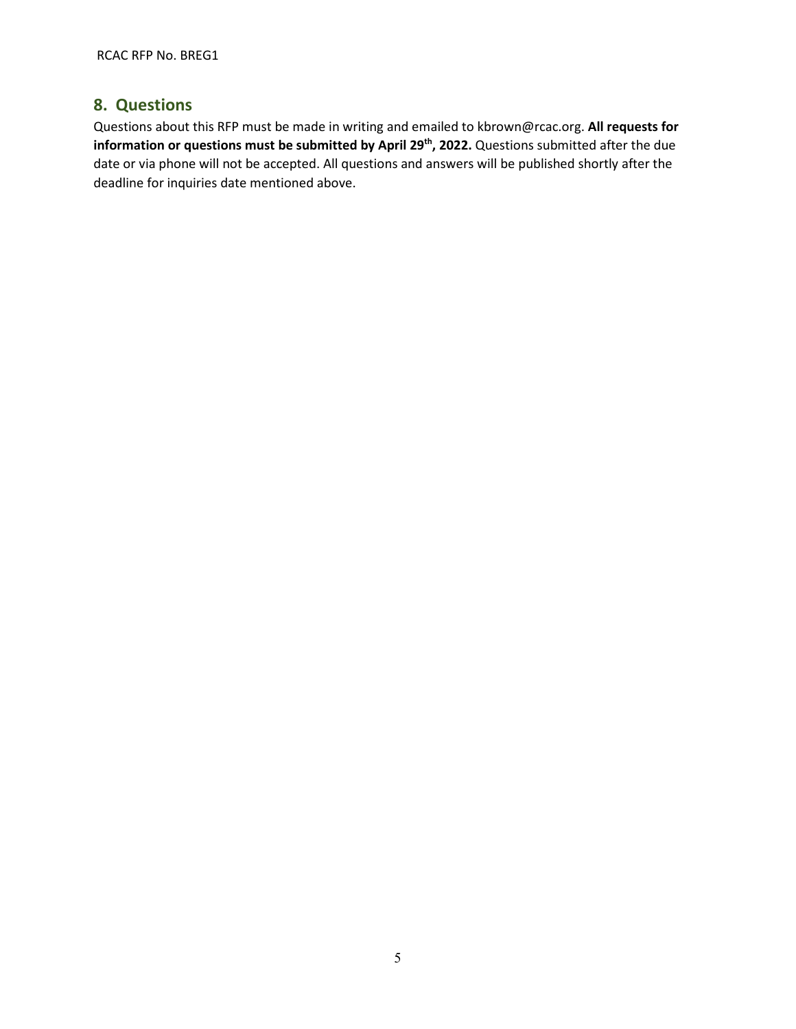## 8. Questions

Questions about this RFP must be made in writing and emailed to kbrown@rcac.org. **All requests for information or questions must be submitted by April 29th, 2022.** Questions submitted after the due date or via phone will not be accepted. All questions and answers will be published shortly after the deadline for inquiries date mentioned above.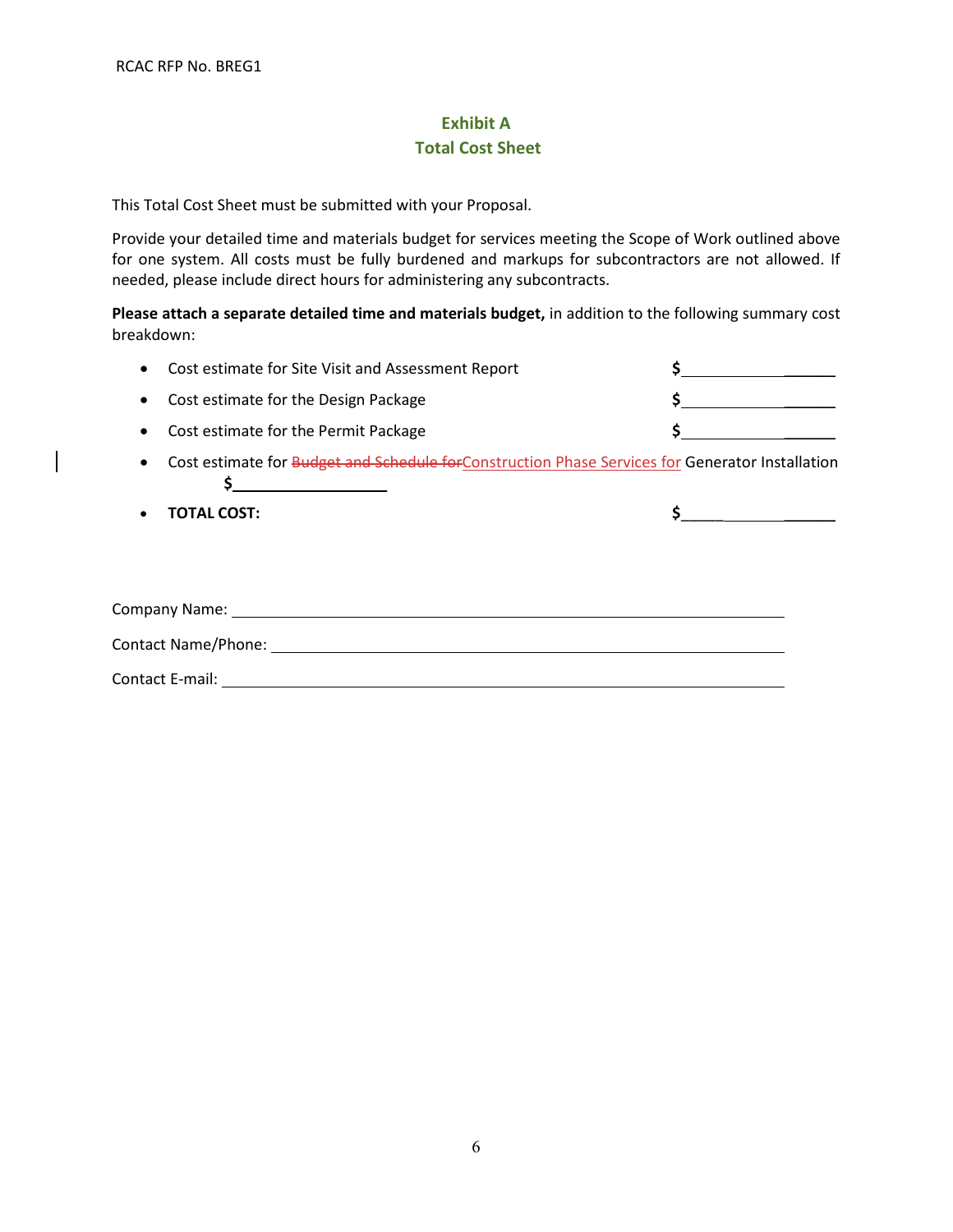## Exhibit A
## Total Cost Sheet

This Total Cost Sheet must be submitted with your Proposal.

Provide your detailed time and materials budget for services meeting the Scope of Work outlined above for one system. All costs must be fully burdened and markups for subcontractors are not allowed. If needed, please include direct hours for administering any subcontracts.

**Please attach a separate detailed time and materials budget,** in addition to the following summary cost breakdown:

- Cost estimate for Site Visit and Assessment Report $____________
- Cost estimate for the Design Package $____________
- Cost estimate for the Permit Package $____________
- Cost estimate for ~~Budget and Schedule for~~Construction Phase Services for Generator Installation $____________
- **TOTAL COST:** $____________

Company Name: ______________________________________________

Contact Name/Phone: __________________________________________

Contact E-mail: ______________________________________________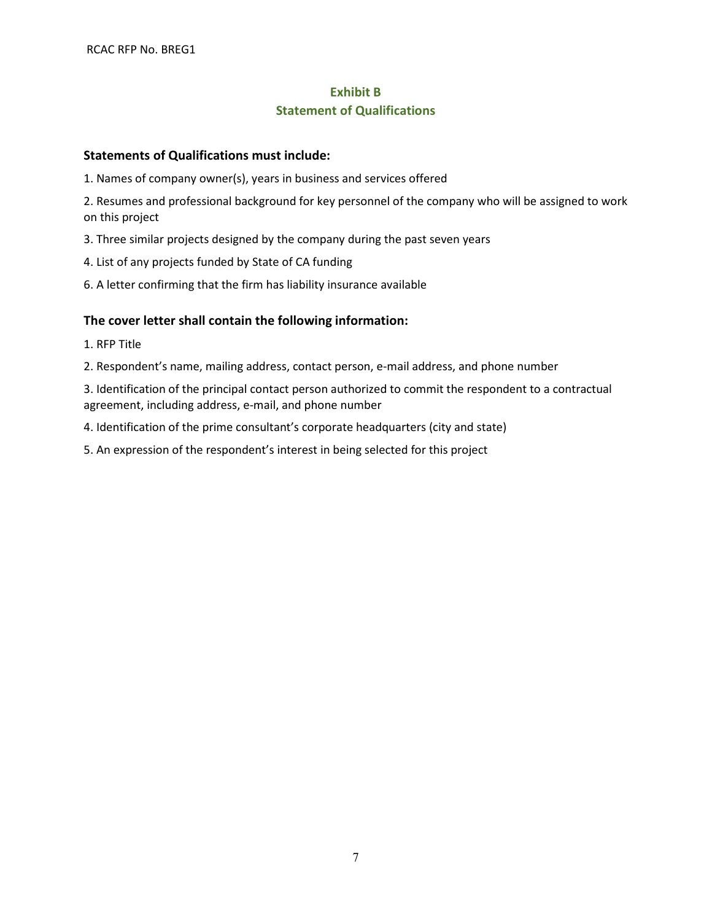## Exhibit B
## Statement of Qualifications

### Statements of Qualifications must include:

1. Names of company owner(s), years in business and services offered
2. Resumes and professional background for key personnel of the company who will be assigned to work on this project
3. Three similar projects designed by the company during the past seven years
4. List of any projects funded by State of CA funding

6. A letter confirming that the firm has liability insurance available

### The cover letter shall contain the following information:

1. RFP Title
2. Respondent's name, mailing address, contact person, e-mail address, and phone number
3. Identification of the principal contact person authorized to commit the respondent to a contractual agreement, including address, e-mail, and phone number
4. Identification of the prime consultant's corporate headquarters (city and state)
5. An expression of the respondent's interest in being selected for this project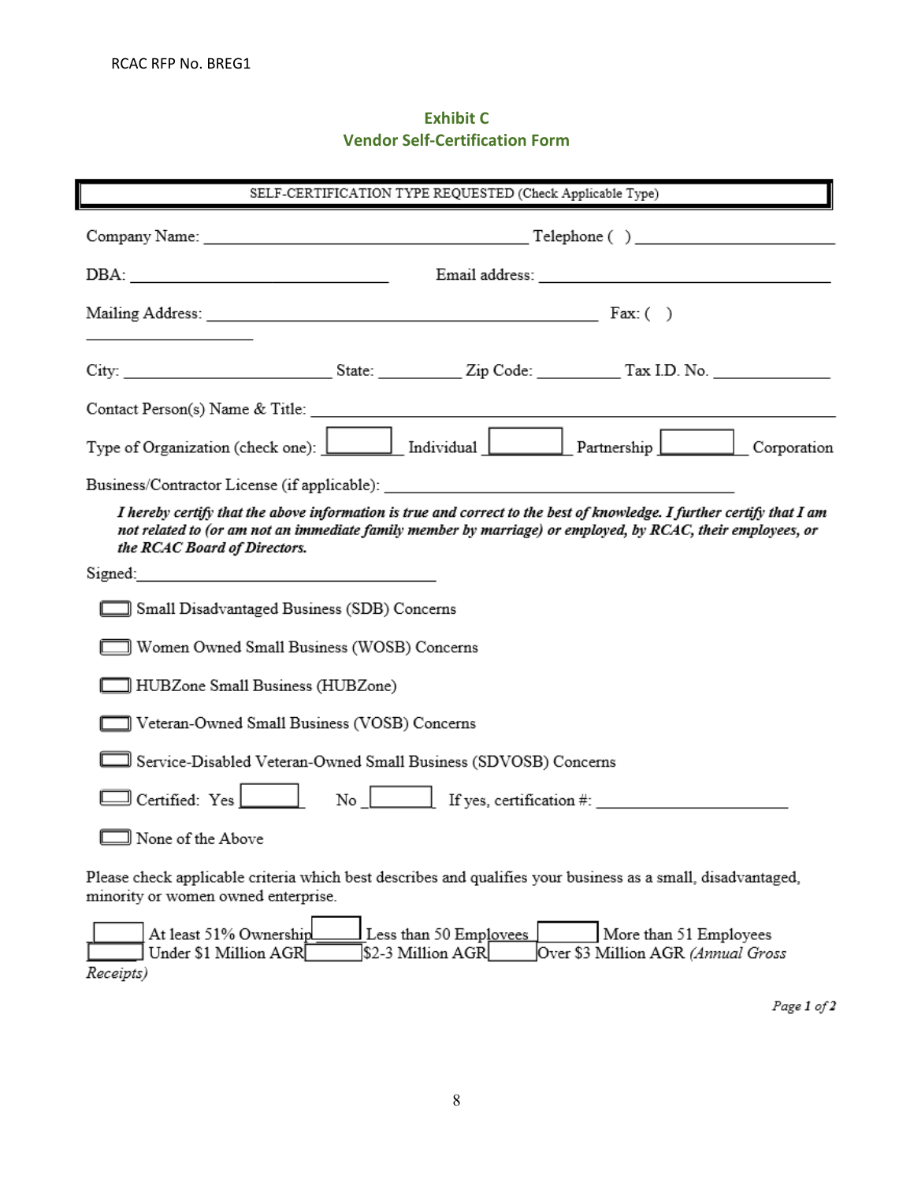## Exhibit C
## Vendor Self-Certification Form

SELF-CERTIFICATION TYPE REQUESTED (Check Applicable Type)

Company Name: ______________________________ Telephone ( ) ____________________

DBA: ______________________________ Email address: ______________________________

Mailing Address: ______________________________________ Fax: ( )

____________________

City: ____________________ State: __________ Zip Code: __________ Tax I.D. No. ______________

Contact Person(s) Name & Title: ______________________________________________

Type of Organization (check one): ☐ Individual ☐ Partnership ☐ Corporation

Business/Contractor License (if applicable): ______________________________

***I hereby certify that the above information is true and correct to the best of knowledge. I further certify that I am not related to (or am not an immediate family member by marriage) or employed, by RCAC, their employees, or the RCAC Board of Directors.***

Signed: ______________________________

☐ Small Disadvantaged Business (SDB) Concerns

☐ Women Owned Small Business (WOSB) Concerns

☐ HUBZone Small Business (HUBZone)

☐ Veteran-Owned Small Business (VOSB) Concerns

☐ Service-Disabled Veteran-Owned Small Business (SDVOSB) Concerns

☐ Certified: Yes ☐ No ☐ If yes, certification #: ____________________

☐ None of the Above

Please check applicable criteria which best describes and qualifies your business as a small, disadvantaged, minority or women owned enterprise.

☐ At least 51% Ownership ☐ Less than 50 Employees ☐ More than 51 Employees
☐ Under $1 Million AGR ☐ $2-3 Million AGR ☐ Over $3 Million AGR *(Annual Gross Receipts)*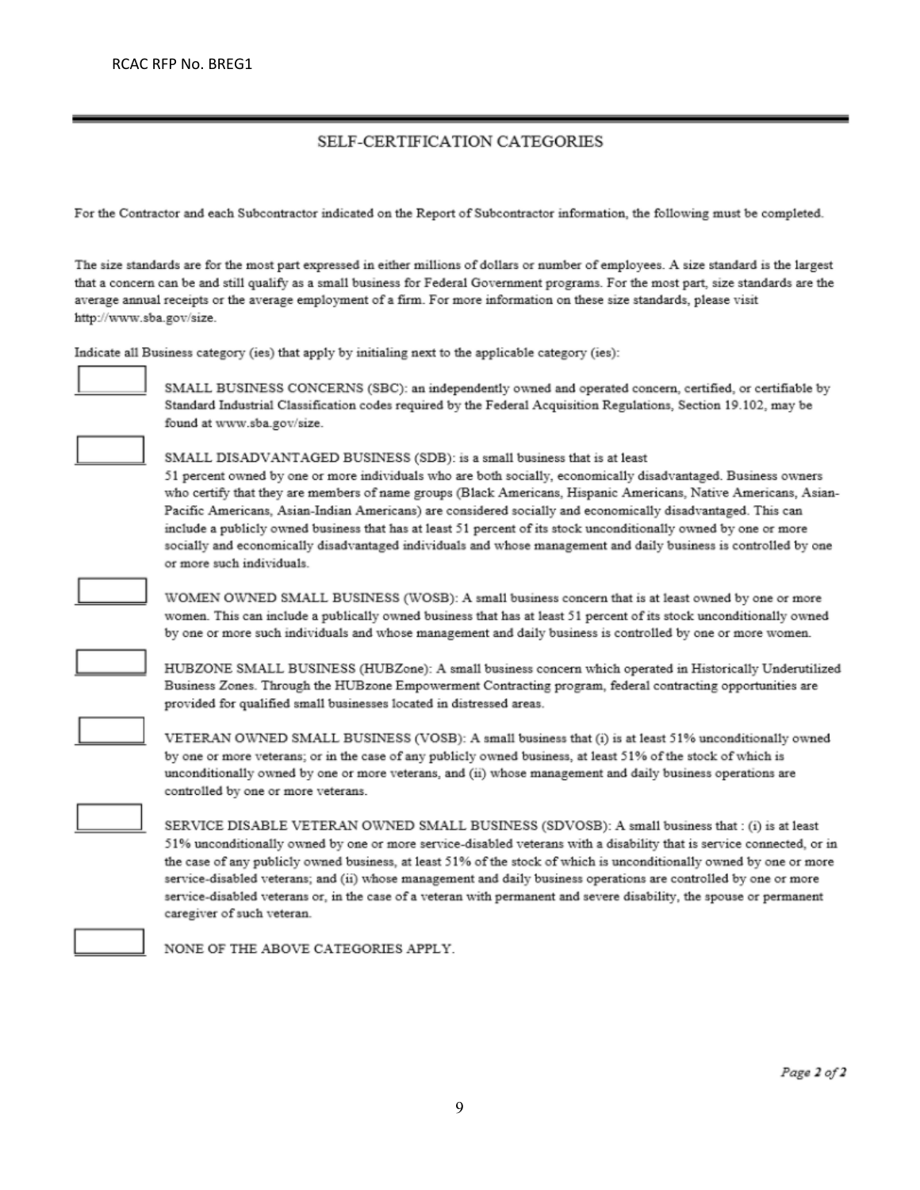## SELF-CERTIFICATION CATEGORIES

For the Contractor and each Subcontractor indicated on the Report of Subcontractor information, the following must be completed.

The size standards are for the most part expressed in either millions of dollars or number of employees. A size standard is the largest that a concern can be and still qualify as a small business for Federal Government programs. For the most part, size standards are the average annual receipts or the average employment of a firm. For more information on these size standards, please visit http://www.sba.gov/size.

Indicate all Business category (ies) that apply by initialing next to the applicable category (ies):

☐ SMALL BUSINESS CONCERNS (SBC): an independently owned and operated concern, certified, or certifiable by Standard Industrial Classification codes required by the Federal Acquisition Regulations, Section 19.102, may be found at www.sba.gov/size.

☐ SMALL DISADVANTAGED BUSINESS (SDB): is a small business that is at least 51 percent owned by one or more individuals who are both socially, economically disadvantaged. Business owners who certify that they are members of name groups (Black Americans, Hispanic Americans, Native Americans, Asian-Pacific Americans, Asian-Indian Americans) are considered socially and economically disadvantaged. This can include a publicly owned business that has at least 51 percent of its stock unconditionally owned by one or more socially and economically disadvantaged individuals and whose management and daily business is controlled by one or more such individuals.

☐ WOMEN OWNED SMALL BUSINESS (WOSB): A small business concern that is at least owned by one or more women. This can include a publically owned business that has at least 51 percent of its stock unconditionally owned by one or more such individuals and whose management and daily business is controlled by one or more women.

☐ HUBZONE SMALL BUSINESS (HUBZone): A small business concern which operated in Historically Underutilized Business Zones. Through the HUBzone Empowerment Contracting program, federal contracting opportunities are provided for qualified small businesses located in distressed areas.

☐ VETERAN OWNED SMALL BUSINESS (VOSB): A small business that (i) is at least 51% unconditionally owned by one or more veterans; or in the case of any publicly owned business, at least 51% of the stock of which is unconditionally owned by one or more veterans, and (ii) whose management and daily business operations are controlled by one or more veterans.

☐ SERVICE DISABLE VETERAN OWNED SMALL BUSINESS (SDVOSB): A small business that : (i) is at least 51% unconditionally owned by one or more service-disabled veterans with a disability that is service connected, or in the case of any publicly owned business, at least 51% of the stock of which is unconditionally owned by one or more service-disabled veterans; and (ii) whose management and daily business operations are controlled by one or more service-disabled veterans or, in the case of a veteran with permanent and severe disability, the spouse or permanent caregiver of such veteran.

☐ NONE OF THE ABOVE CATEGORIES APPLY.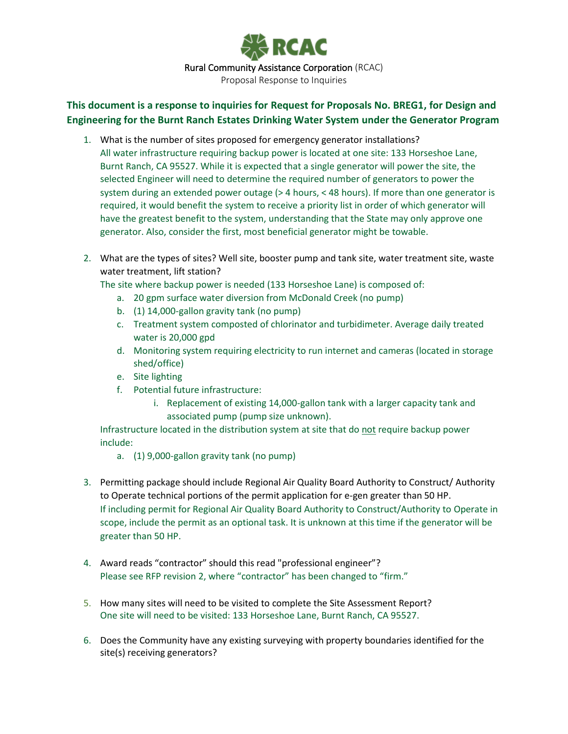RCAC

Rural Community Assistance Corporation (RCAC)

Proposal Response to Inquiries

## This document is a response to inquiries for Request for Proposals No. BREG1, for Design and Engineering for the Burnt Ranch Estates Drinking Water System under the Generator Program

1. What is the number of sites proposed for emergency generator installations?
   All water infrastructure requiring backup power is located at one site: 133 Horseshoe Lane, Burnt Ranch, CA 95527. While it is expected that a single generator will power the site, the selected Engineer will need to determine the required number of generators to power the system during an extended power outage (> 4 hours, < 48 hours). If more than one generator is required, it would benefit the system to receive a priority list in order of which generator will have the greatest benefit to the system, understanding that the State may only approve one generator. Also, consider the first, most beneficial generator might be towable.

2. What are the types of sites? Well site, booster pump and tank site, water treatment site, waste water treatment, lift station?
   The site where backup power is needed (133 Horseshoe Lane) is composed of:
   a. 20 gpm surface water diversion from McDonald Creek (no pump)
   b. (1) 14,000-gallon gravity tank (no pump)
   c. Treatment system composted of chlorinator and turbidimeter. Average daily treated water is 20,000 gpd
   d. Monitoring system requiring electricity to run internet and cameras (located in storage shed/office)
   e. Site lighting
   f. Potential future infrastructure:
      i. Replacement of existing 14,000-gallon tank with a larger capacity tank and associated pump (pump size unknown).

   Infrastructure located in the distribution system at site that do not require backup power include:
   a. (1) 9,000-gallon gravity tank (no pump)

3. Permitting package should include Regional Air Quality Board Authority to Construct/ Authority to Operate technical portions of the permit application for e-gen greater than 50 HP.
   If including permit for Regional Air Quality Board Authority to Construct/Authority to Operate in scope, include the permit as an optional task. It is unknown at this time if the generator will be greater than 50 HP.

4. Award reads "contractor" should this read "professional engineer"?
   Please see RFP revision 2, where "contractor" has been changed to "firm."

5. How many sites will need to be visited to complete the Site Assessment Report?
   One site will need to be visited: 133 Horseshoe Lane, Burnt Ranch, CA 95527.

6. Does the Community have any existing surveying with property boundaries identified for the site(s) receiving generators?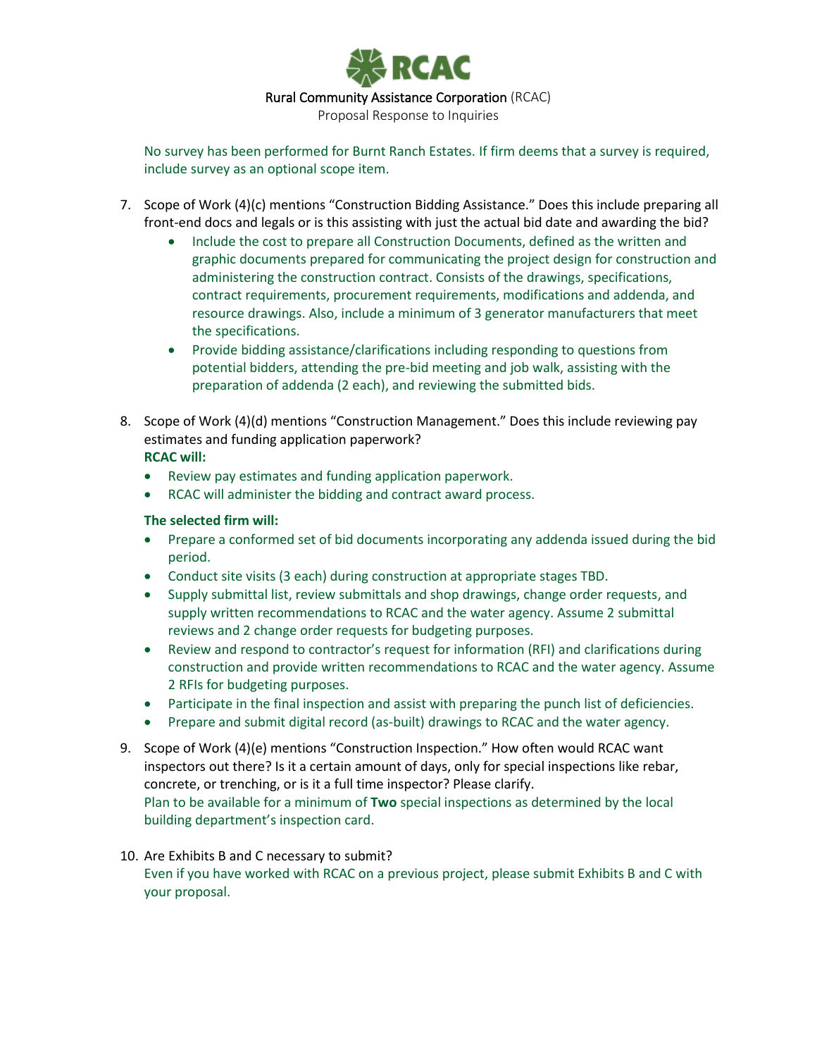No survey has been performed for Burnt Ranch Estates. If firm deems that a survey is required, include survey as an optional scope item.

7. Scope of Work (4)(c) mentions "Construction Bidding Assistance." Does this include preparing all front-end docs and legals or is this assisting with just the actual bid date and awarding the bid?
   - Include the cost to prepare all Construction Documents, defined as the written and graphic documents prepared for communicating the project design for construction and administering the construction contract. Consists of the drawings, specifications, contract requirements, procurement requirements, modifications and addenda, and resource drawings. Also, include a minimum of 3 generator manufacturers that meet the specifications.
   - Provide bidding assistance/clarifications including responding to questions from potential bidders, attending the pre-bid meeting and job walk, assisting with the preparation of addenda (2 each), and reviewing the submitted bids.

8. Scope of Work (4)(d) mentions "Construction Management." Does this include reviewing pay estimates and funding application paperwork?

   **RCAC will:**

   - Review pay estimates and funding application paperwork.
   - RCAC will administer the bidding and contract award process.

   **The selected firm will:**

   - Prepare a conformed set of bid documents incorporating any addenda issued during the bid period.
   - Conduct site visits (3 each) during construction at appropriate stages TBD.
   - Supply submittal list, review submittals and shop drawings, change order requests, and supply written recommendations to RCAC and the water agency. Assume 2 submittal reviews and 2 change order requests for budgeting purposes.
   - Review and respond to contractor's request for information (RFI) and clarifications during construction and provide written recommendations to RCAC and the water agency. Assume 2 RFIs for budgeting purposes.
   - Participate in the final inspection and assist with preparing the punch list of deficiencies.
   - Prepare and submit digital record (as-built) drawings to RCAC and the water agency.

9. Scope of Work (4)(e) mentions "Construction Inspection." How often would RCAC want inspectors out there? Is it a certain amount of days, only for special inspections like rebar, concrete, or trenching, or is it a full time inspector? Please clarify.

   Plan to be available for a minimum of **Two** special inspections as determined by the local building department's inspection card.

10. Are Exhibits B and C necessary to submit?

    Even if you have worked with RCAC on a previous project, please submit Exhibits B and C with your proposal.